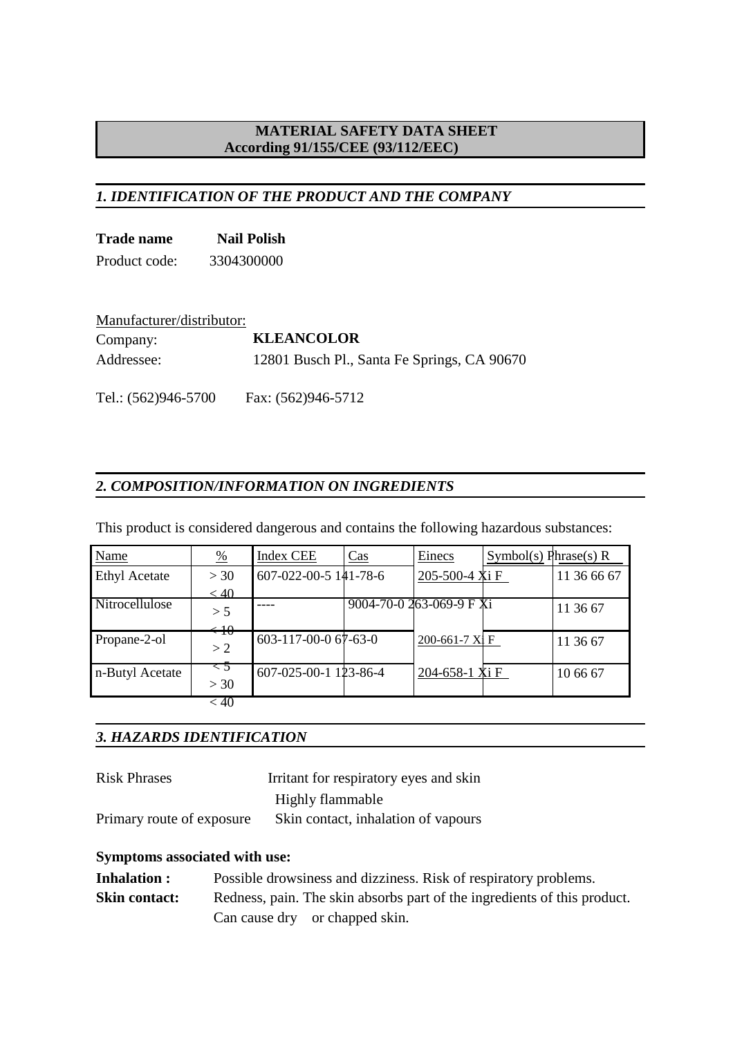**MATERIAL SAFETY DATA SHEET**
**According 91/155/CEE (93/112/EEC)**

## *1. IDENTIFICATION OF THE PRODUCT AND THE COMPANY*

**Trade name** **Nail Polish**

Product code: 3304300000

Manufacturer/distributor:

Company: **KLEANCOLOR**

Addressee: 12801 Busch Pl., Santa Fe Springs, CA 90670

Tel.: (562)946-5700 Fax: (562)946-5712

## *2. COMPOSITION/INFORMATION ON INGREDIENTS*

This product is considered dangerous and contains the following hazardous substances:

| Name | % | Index CEE | Cas | Einecs | Symbol(s) | Phrase(s) R |
|---|---|---|---|---|---|---|
| Ethyl Acetate | > 30 < 40 | 607-022-00-5 | 141-78-6 | 205-500-4 | Xi F | 11 36 66 67 |
| Nitrocellulose | > 5 < 10 | ---- | 9004-70-0 | 263-069-9 | F Xi | 11 36 67 |
| Propane-2-ol | > 2 < 5 | 603-117-00-0 | 67-63-0 | 200-661-7 | Xi F | 11 36 67 |
| n-Butyl Acetate | > 30 < 40 | 607-025-00-1 | 123-86-4 | 204-658-1 | Xi F | 10 66 67 |

## *3. HAZARDS IDENTIFICATION*

Risk Phrases: Irritant for respiratory eyes and skin
Highly flammable

Primary route of exposure: Skin contact, inhalation of vapours

**Symptoms associated with use:**

**Inhalation :** Possible drowsiness and dizziness. Risk of respiratory problems.

**Skin contact:** Redness, pain. The skin absorbs part of the ingredients of this product. Can cause dry or chapped skin.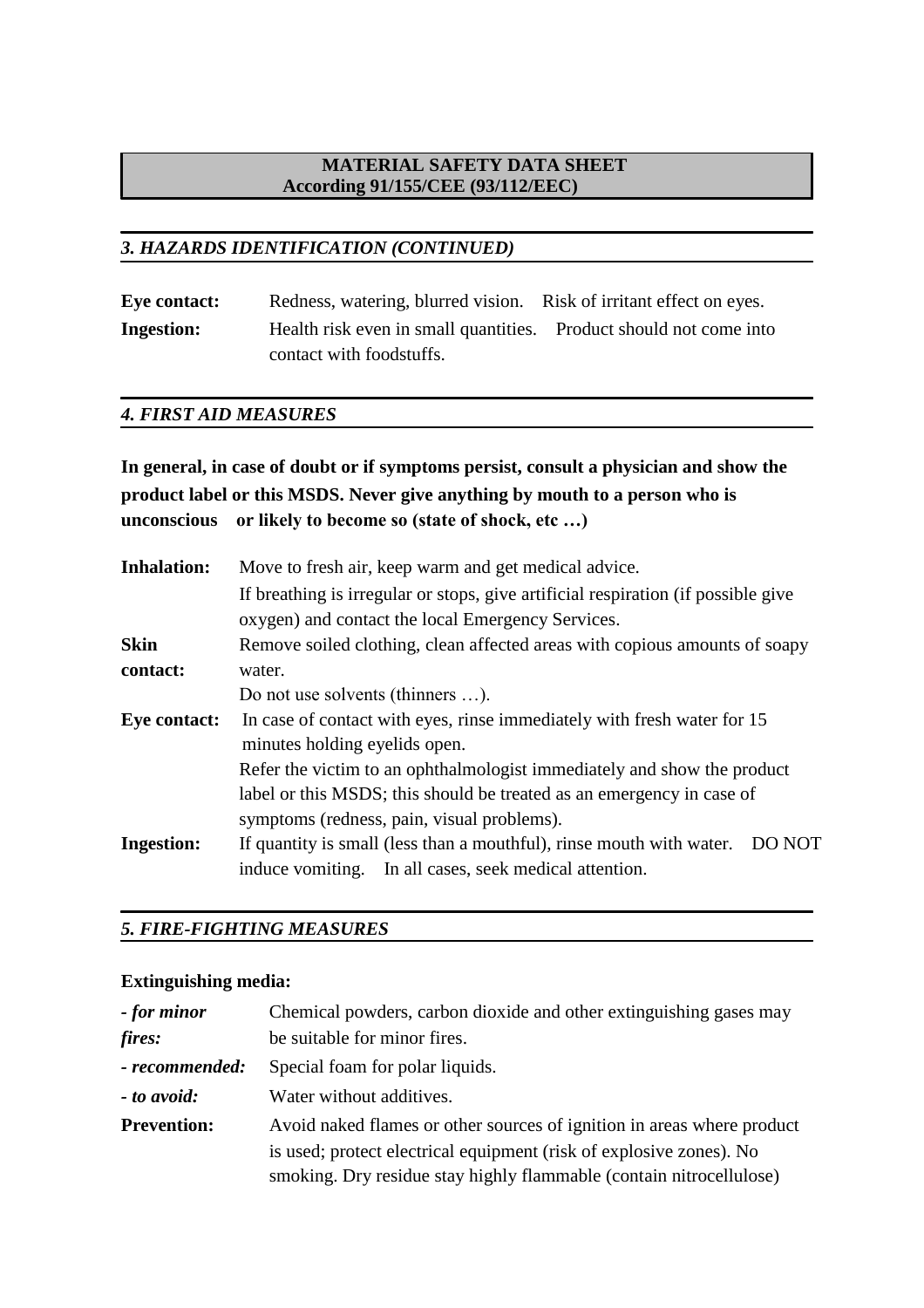**MATERIAL SAFETY DATA SHEET**
**According 91/155/CEE (93/112/EEC)**

## *3. HAZARDS IDENTIFICATION (CONTINUED)*

**Eye contact:** Redness, watering, blurred vision. Risk of irritant effect on eyes.

**Ingestion:** Health risk even in small quantities. Product should not come into contact with foodstuffs.

## *4. FIRST AID MEASURES*

**In general, in case of doubt or if symptoms persist, consult a physician and show the product label or this MSDS. Never give anything by mouth to a person who is unconscious or likely to become so (state of shock, etc …)**

**Inhalation:** Move to fresh air, keep warm and get medical advice.
If breathing is irregular or stops, give artificial respiration (if possible give oxygen) and contact the local Emergency Services.

**Skin contact:** Remove soiled clothing, clean affected areas with copious amounts of soapy water.
Do not use solvents (thinners …).

**Eye contact:** In case of contact with eyes, rinse immediately with fresh water for 15 minutes holding eyelids open.
Refer the victim to an ophthalmologist immediately and show the product label or this MSDS; this should be treated as an emergency in case of symptoms (redness, pain, visual problems).

**Ingestion:** If quantity is small (less than a mouthful), rinse mouth with water. DO NOT induce vomiting. In all cases, seek medical attention.

## *5. FIRE-FIGHTING MEASURES*

**Extinguishing media:**

***- for minor fires:*** Chemical powders, carbon dioxide and other extinguishing gases may be suitable for minor fires.

***- recommended:*** Special foam for polar liquids.

***- to avoid:*** Water without additives.

**Prevention:** Avoid naked flames or other sources of ignition in areas where product is used; protect electrical equipment (risk of explosive zones). No smoking. Dry residue stay highly flammable (contain nitrocellulose)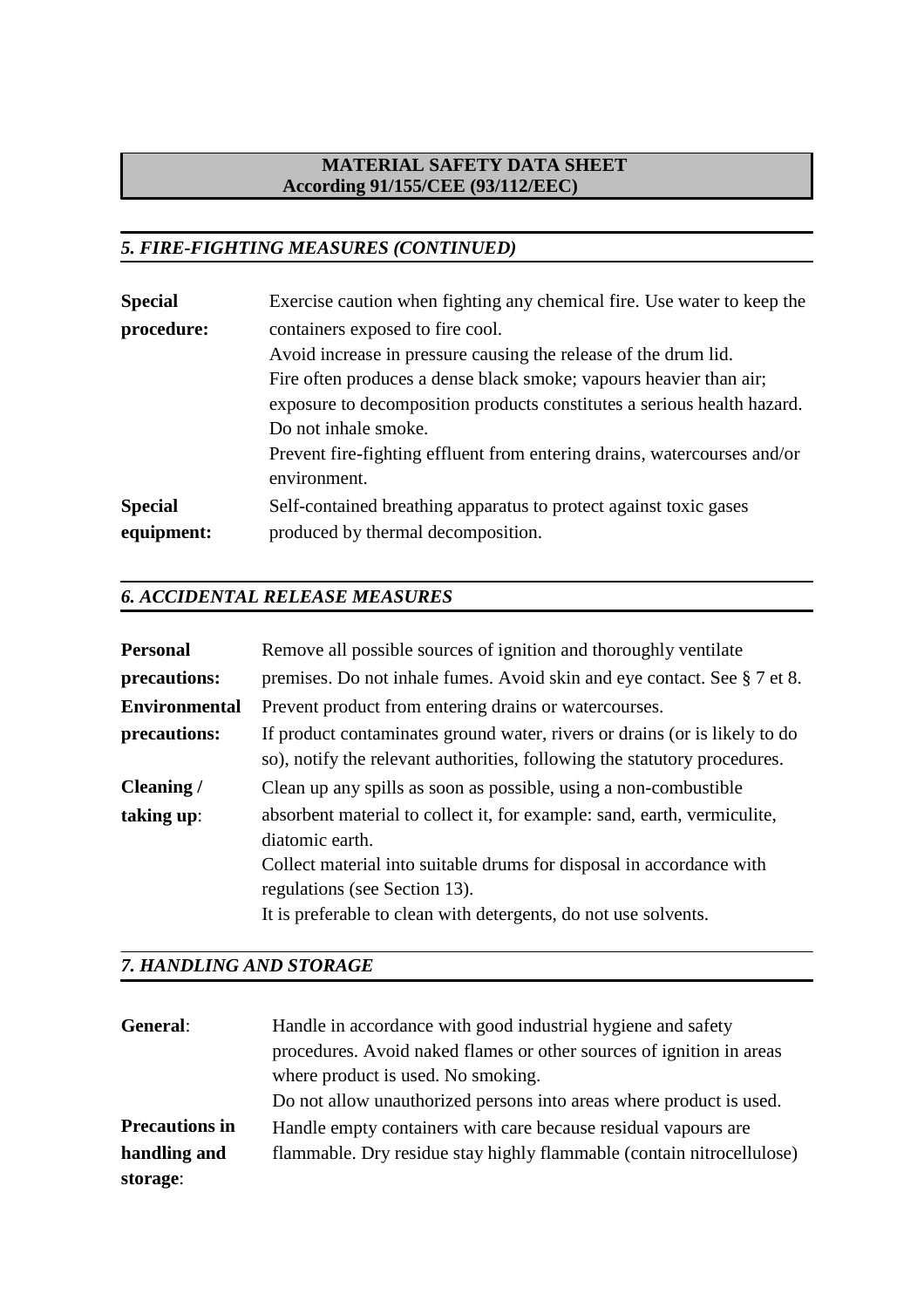**MATERIAL SAFETY DATA SHEET**
**According 91/155/CEE (93/112/EEC)**

## *5. FIRE-FIGHTING MEASURES (CONTINUED)*

**Special procedure:** Exercise caution when fighting any chemical fire. Use water to keep the containers exposed to fire cool.
Avoid increase in pressure causing the release of the drum lid.
Fire often produces a dense black smoke; vapours heavier than air; exposure to decomposition products constitutes a serious health hazard. Do not inhale smoke.
Prevent fire-fighting effluent from entering drains, watercourses and/or environment.

**Special equipment:** Self-contained breathing apparatus to protect against toxic gases produced by thermal decomposition.

## *6. ACCIDENTAL RELEASE MEASURES*

**Personal precautions:** Remove all possible sources of ignition and thoroughly ventilate premises. Do not inhale fumes. Avoid skin and eye contact. See § 7 et 8.

**Environmental precautions:** Prevent product from entering drains or watercourses.
If product contaminates ground water, rivers or drains (or is likely to do so), notify the relevant authorities, following the statutory procedures.

**Cleaning / taking up**: Clean up any spills as soon as possible, using a non-combustible absorbent material to collect it, for example: sand, earth, vermiculite, diatomic earth.
Collect material into suitable drums for disposal in accordance with regulations (see Section 13).
It is preferable to clean with detergents, do not use solvents.

## *7. HANDLING AND STORAGE*

**General**: Handle in accordance with good industrial hygiene and safety procedures. Avoid naked flames or other sources of ignition in areas where product is used. No smoking.
Do not allow unauthorized persons into areas where product is used.

**Precautions in handling and storage**: Handle empty containers with care because residual vapours are flammable. Dry residue stay highly flammable (contain nitrocellulose)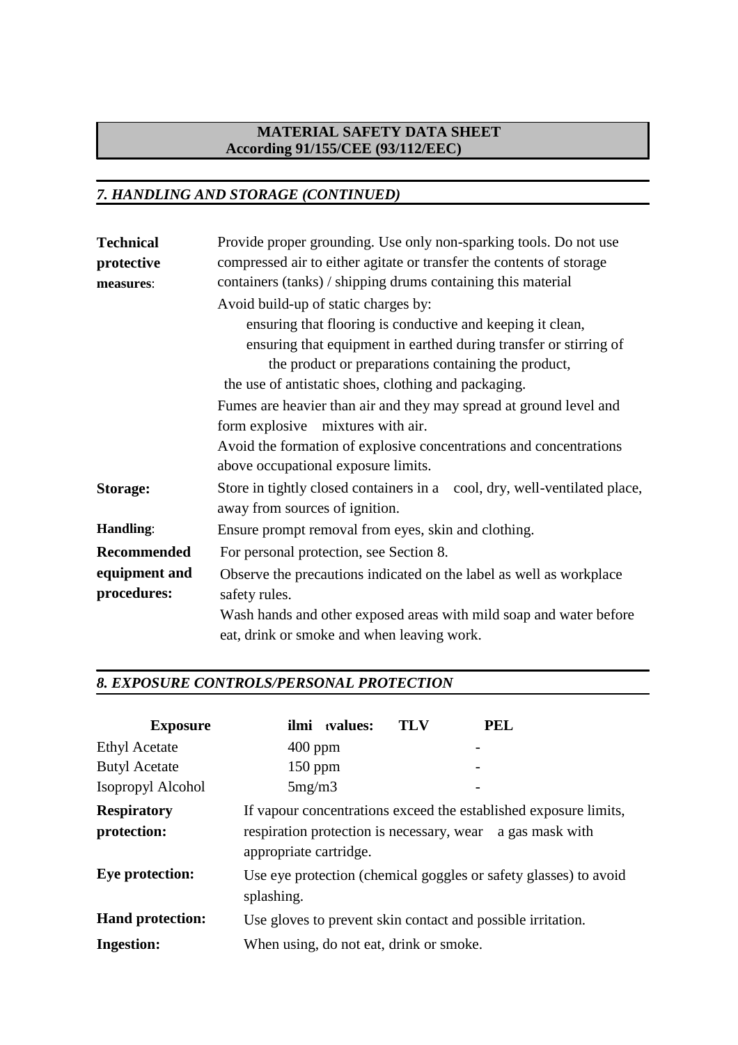**MATERIAL SAFETY DATA SHEET**
**According 91/155/CEE (93/112/EEC)**

## *7. HANDLING AND STORAGE (CONTINUED)*

**Technical protective measures**:

Provide proper grounding. Use only non-sparking tools. Do not use compressed air to either agitate or transfer the contents of storage containers (tanks) / shipping drums containing this material

Avoid build-up of static charges by:

- ensuring that flooring is conductive and keeping it clean,
- ensuring that equipment in earthed during transfer or stirring of the product or preparations containing the product,
- the use of antistatic shoes, clothing and packaging.

Fumes are heavier than air and they may spread at ground level and form explosive mixtures with air.

Avoid the formation of explosive concentrations and concentrations above occupational exposure limits.

**Storage:** Store in tightly closed containers in a cool, dry, well-ventilated place, away from sources of ignition.

**Handling**: Ensure prompt removal from eyes, skin and clothing.

**Recommended equipment and procedures:**

For personal protection, see Section 8.

Observe the precautions indicated on the label as well as workplace safety rules.

Wash hands and other exposed areas with mild soap and water before eat, drink or smoke and when leaving work.

## *8. EXPOSURE CONTROLS/PERSONAL PROTECTION*

| **Exposure** | **ilmi tvalues: TLV** | **PEL** |
|---|---|---|
| Ethyl Acetate | 400 ppm | - |
| Butyl Acetate | 150 ppm | - |
| Isopropyl Alcohol | 5mg/m3 | - |

**Respiratory protection:** If vapour concentrations exceed the established exposure limits, respiration protection is necessary, wear a gas mask with appropriate cartridge.

**Eye protection:** Use eye protection (chemical goggles or safety glasses) to avoid splashing.

**Hand protection:** Use gloves to prevent skin contact and possible irritation.

**Ingestion:** When using, do not eat, drink or smoke.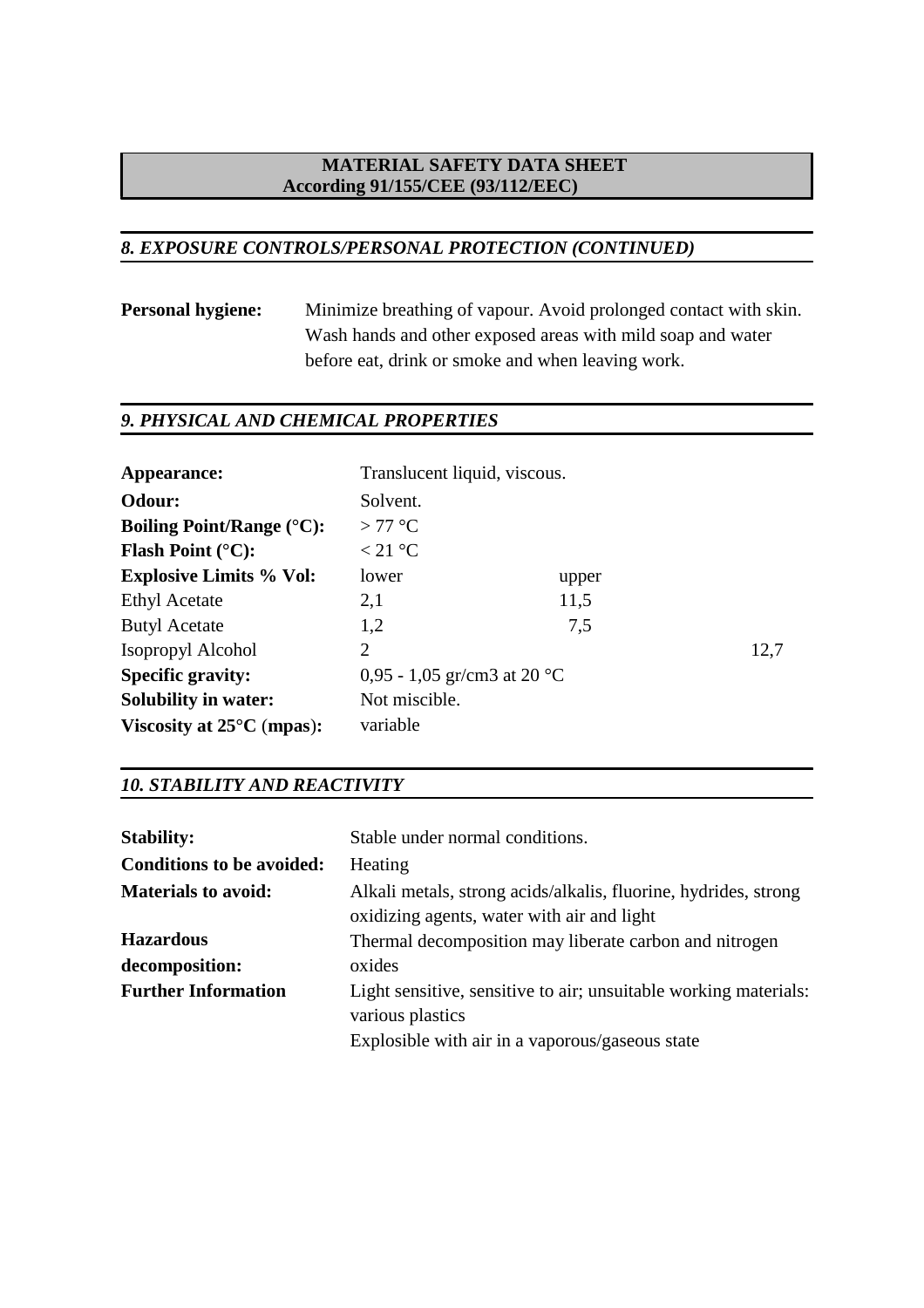**MATERIAL SAFETY DATA SHEET**
**According 91/155/CEE (93/112/EEC)**

## *8. EXPOSURE CONTROLS/PERSONAL PROTECTION (CONTINUED)*

**Personal hygiene:** Minimize breathing of vapour. Avoid prolonged contact with skin. Wash hands and other exposed areas with mild soap and water before eat, drink or smoke and when leaving work.

## *9. PHYSICAL AND CHEMICAL PROPERTIES*

| | | | |
|---|---|---|---|
| **Appearance:** | Translucent liquid, viscous. | | |
| **Odour:** | Solvent. | | |
| **Boiling Point/Range (°C):** | > 77 °C | | |
| **Flash Point (°C):** | < 21 °C | | |
| **Explosive Limits % Vol:** | lower | upper | |
| Ethyl Acetate | 2,1 | 11,5 | |
| Butyl Acetate | 1,2 | 7,5 | |
| Isopropyl Alcohol | 2 | | 12,7 |
| **Specific gravity:** | 0,95 - 1,05 gr/cm3 at 20 °C | | |
| **Solubility in water:** | Not miscible. | | |
| **Viscosity at 25°C (mpas):** | variable | | |

## *10. STABILITY AND REACTIVITY*

**Stability:** Stable under normal conditions.

**Conditions to be avoided:** Heating

**Materials to avoid:** Alkali metals, strong acids/alkalis, fluorine, hydrides, strong oxidizing agents, water with air and light

**Hazardous decomposition:** Thermal decomposition may liberate carbon and nitrogen oxides

**Further Information** Light sensitive, sensitive to air; unsuitable working materials: various plastics
Explosible with air in a vaporous/gaseous state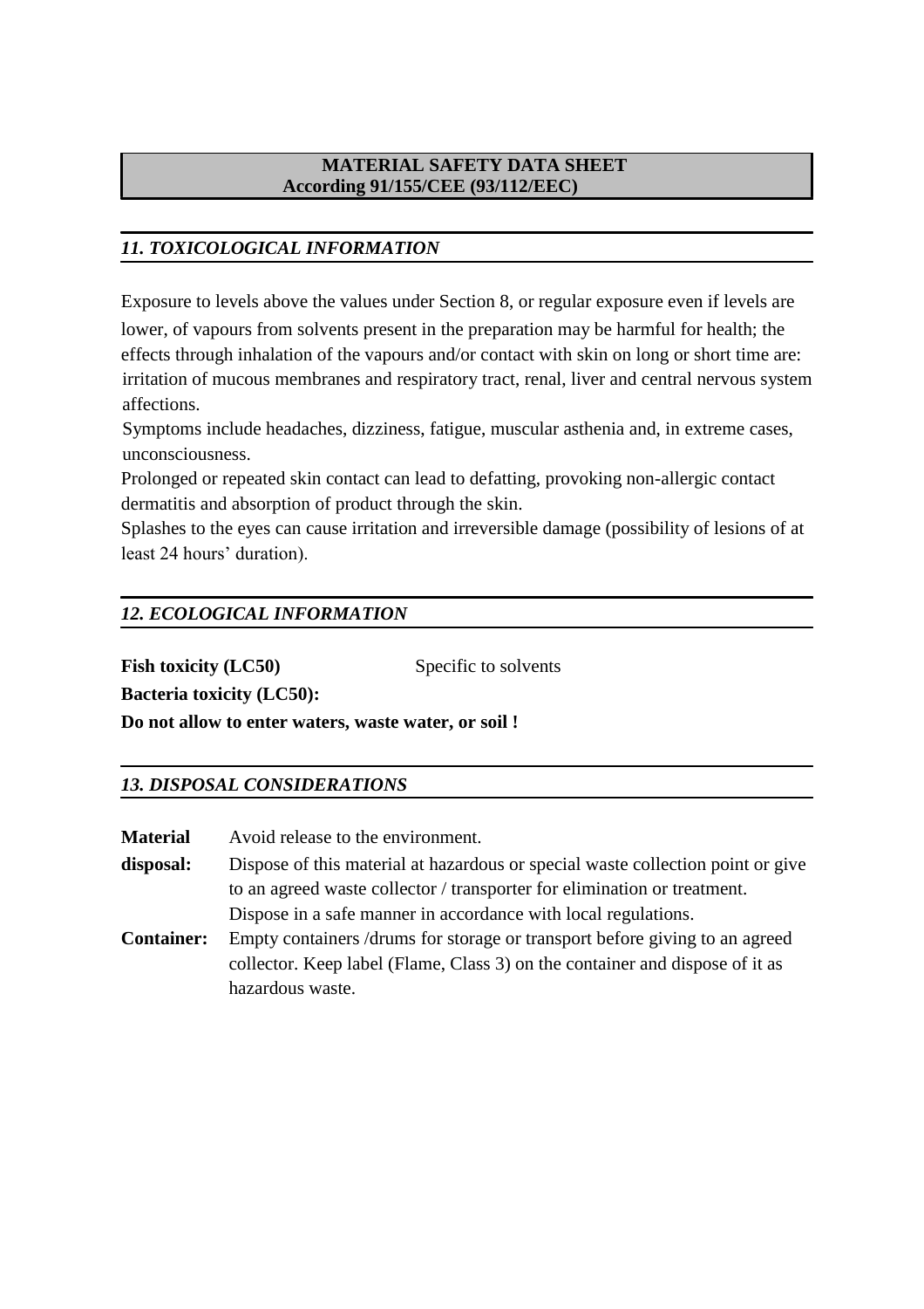**MATERIAL SAFETY DATA SHEET**
**According 91/155/CEE (93/112/EEC)**

## *11. TOXICOLOGICAL INFORMATION*

Exposure to levels above the values under Section 8, or regular exposure even if levels are lower, of vapours from solvents present in the preparation may be harmful for health; the effects through inhalation of the vapours and/or contact with skin on long or short time are: irritation of mucous membranes and respiratory tract, renal, liver and central nervous system affections.

Symptoms include headaches, dizziness, fatigue, muscular asthenia and, in extreme cases, unconsciousness.

Prolonged or repeated skin contact can lead to defatting, provoking non-allergic contact dermatitis and absorption of product through the skin.

Splashes to the eyes can cause irritation and irreversible damage (possibility of lesions of at least 24 hours' duration).

## *12. ECOLOGICAL INFORMATION*

**Fish toxicity (LC50)** Specific to solvents

**Bacteria toxicity (LC50):**

**Do not allow to enter waters, waste water, or soil !**

## *13. DISPOSAL CONSIDERATIONS*

**Material disposal:** Avoid release to the environment.
Dispose of this material at hazardous or special waste collection point or give to an agreed waste collector / transporter for elimination or treatment.
Dispose in a safe manner in accordance with local regulations.

**Container:** Empty containers /drums for storage or transport before giving to an agreed collector. Keep label (Flame, Class 3) on the container and dispose of it as hazardous waste.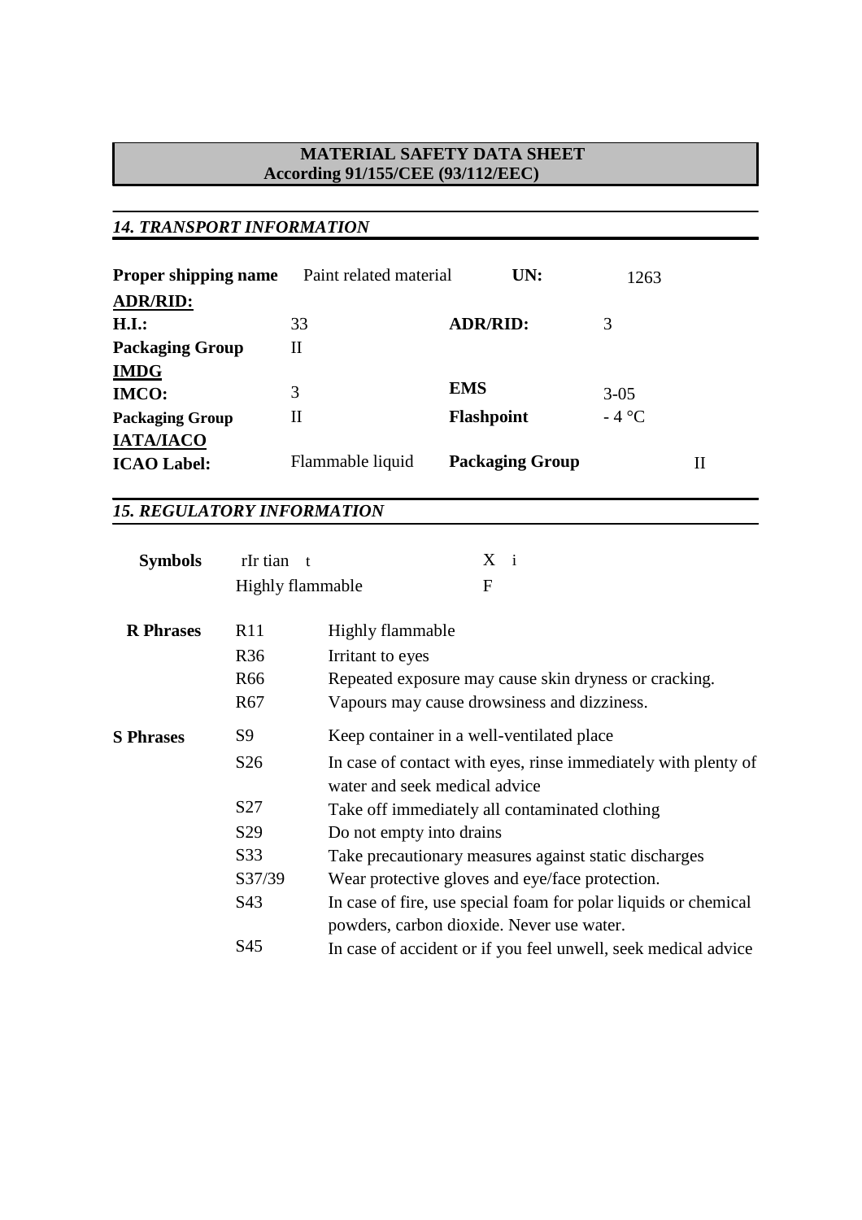**MATERIAL SAFETY DATA SHEET**
**According 91/155/CEE (93/112/EEC)**

## *14. TRANSPORT INFORMATION*

| | | | |
|---|---|---|---|
| **Proper shipping name** | Paint related material | **UN:** | 1263 |
| **ADR/RID:** | | | |
| **H.I.:** | 33 | **ADR/RID:** | 3 |
| **Packaging Group** | II | | |
| **IMDG** | | | |
| **IMCO:** | 3 | **EMS** | 3-05 |
| **Packaging Group** | II | **Flashpoint** | - 4 °C |
| **IATA/IACO** | | | |
| **ICAO Label:** | Flammable liquid | **Packaging Group** | II |

## *15. REGULATORY INFORMATION*

| | | |
|---|---|---|
| **Symbols** | rIr tian t | X i |
| | Highly flammable | F |

**R Phrases**

| | |
|---|---|
| R11 | Highly flammable |
| R36 | Irritant to eyes |
| R66 | Repeated exposure may cause skin dryness or cracking. |
| R67 | Vapours may cause drowsiness and dizziness. |

**S Phrases**

| | |
|---|---|
| S9 | Keep container in a well-ventilated place |
| S26 | In case of contact with eyes, rinse immediately with plenty of water and seek medical advice |
| S27 | Take off immediately all contaminated clothing |
| S29 | Do not empty into drains |
| S33 | Take precautionary measures against static discharges |
| S37/39 | Wear protective gloves and eye/face protection. |
| S43 | In case of fire, use special foam for polar liquids or chemical powders, carbon dioxide. Never use water. |
| S45 | In case of accident or if you feel unwell, seek medical advice |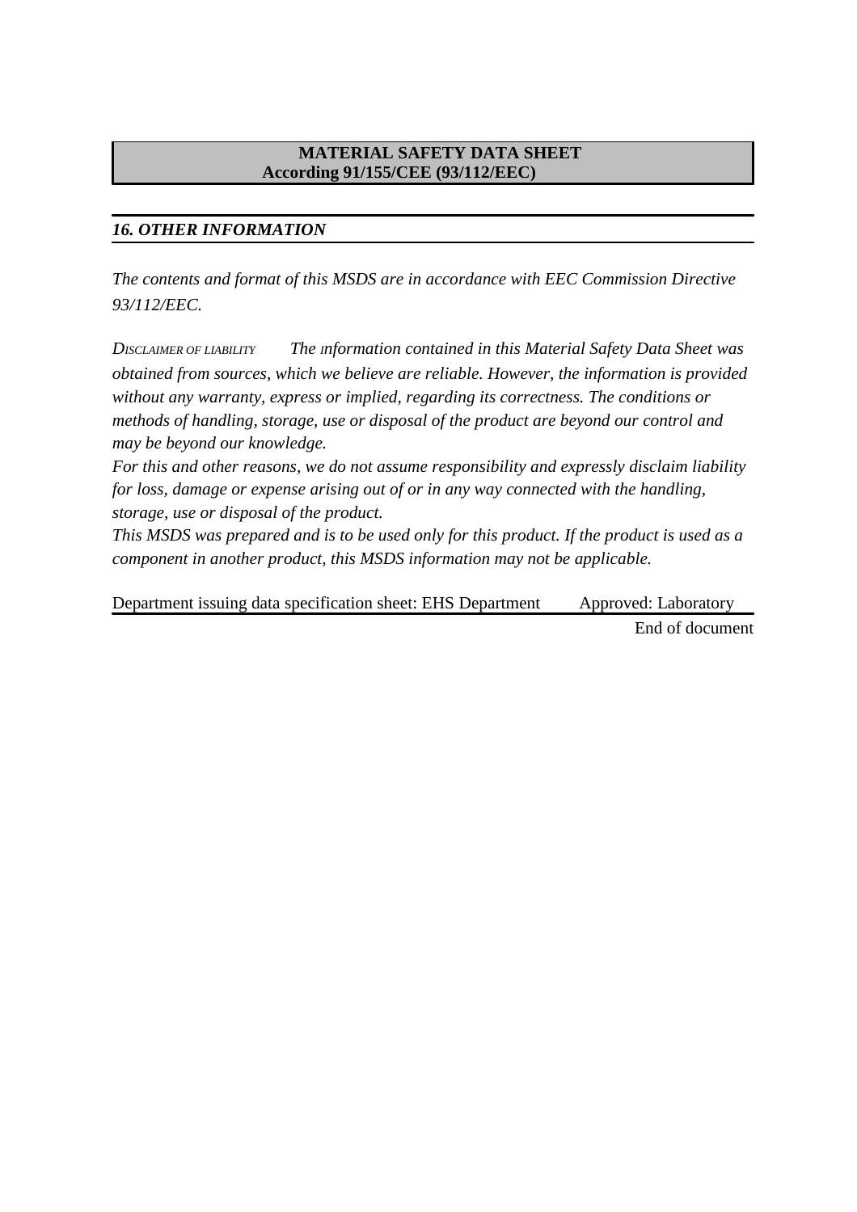**MATERIAL SAFETY DATA SHEET**
**According 91/155/CEE (93/112/EEC)**

## *16. OTHER INFORMATION*

*The contents and format of this MSDS are in accordance with EEC Commission Directive 93/112/EEC.*

*DISCLAIMER OF LIABILITY The information contained in this Material Safety Data Sheet was obtained from sources, which we believe are reliable. However, the information is provided without any warranty, express or implied, regarding its correctness. The conditions or methods of handling, storage, use or disposal of the product are beyond our control and may be beyond our knowledge.*

*For this and other reasons, we do not assume responsibility and expressly disclaim liability for loss, damage or expense arising out of or in any way connected with the handling, storage, use or disposal of the product.*

*This MSDS was prepared and is to be used only for this product. If the product is used as a component in another product, this MSDS information may not be applicable.*

Department issuing data specification sheet: EHS Department    Approved: Laboratory

End of document